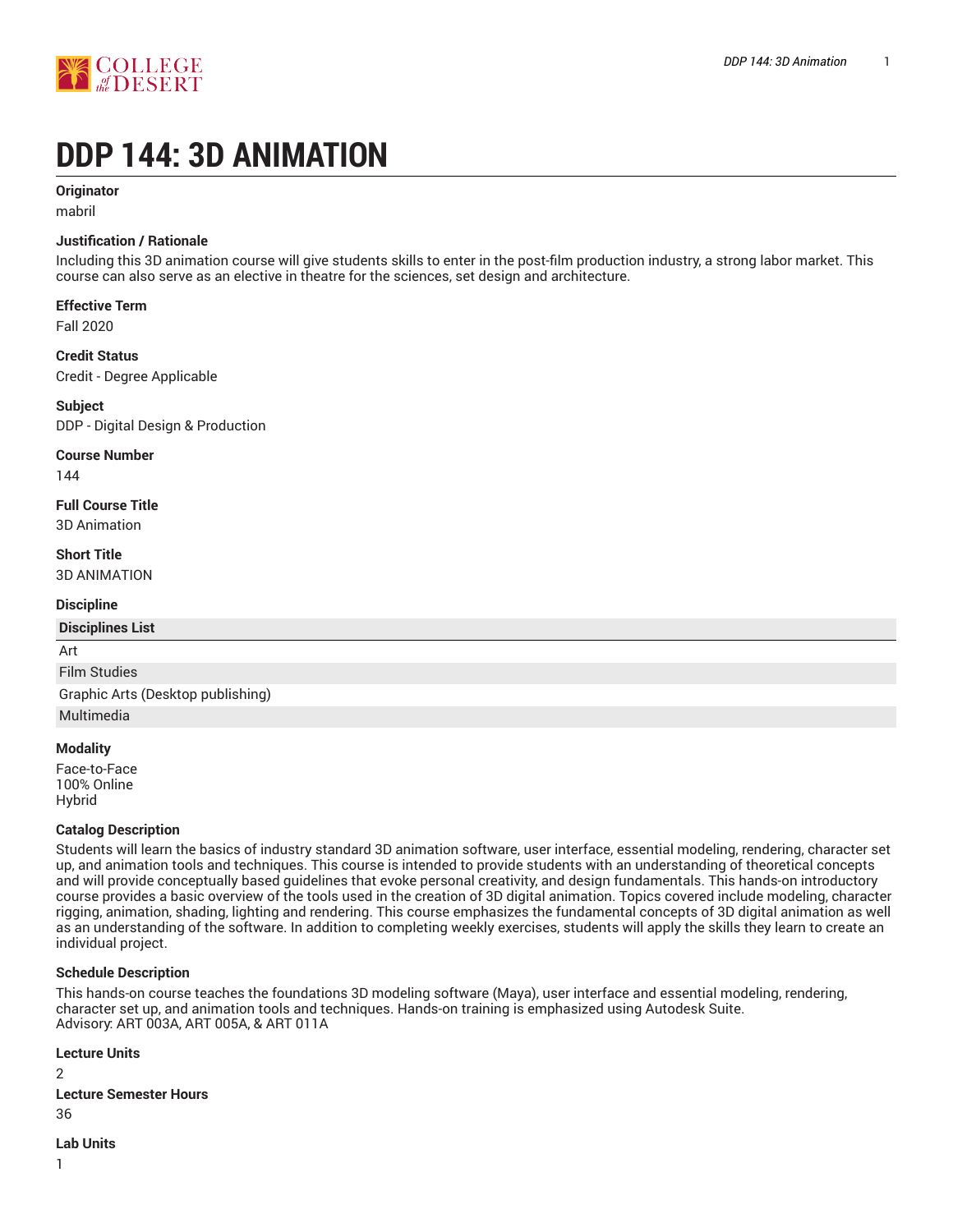# DDP 144: 3D ANIMATION

**Originator**

mabril

**Justification / Rationale**

Including this 3D animation course will give students skills to enter in the post-film production industry, a strong labor market. This course can also serve as an elective in theatre for the sciences, set design and architecture.

**Effective Term**

Fall 2020

**Credit Status**

Credit - Degree Applicable

**Subject**

DDP - Digital Design & Production

**Course Number**

144

**Full Course Title**

3D Animation

**Short Title**

3D ANIMATION

**Discipline**

| Disciplines List |
|---|
| Art |
| Film Studies |
| Graphic Arts (Desktop publishing) |
| Multimedia |

**Modality**

Face-to-Face
100% Online
Hybrid

**Catalog Description**

Students will learn the basics of industry standard 3D animation software, user interface, essential modeling, rendering, character set up, and animation tools and techniques. This course is intended to provide students with an understanding of theoretical concepts and will provide conceptually based guidelines that evoke personal creativity, and design fundamentals. This hands-on introductory course provides a basic overview of the tools used in the creation of 3D digital animation. Topics covered include modeling, character rigging, animation, shading, lighting and rendering. This course emphasizes the fundamental concepts of 3D digital animation as well as an understanding of the software. In addition to completing weekly exercises, students will apply the skills they learn to create an individual project.

**Schedule Description**

This hands-on course teaches the foundations 3D modeling software (Maya), user interface and essential modeling, rendering, character set up, and animation tools and techniques. Hands-on training is emphasized using Autodesk Suite.
Advisory: ART 003A, ART 005A, & ART 011A

**Lecture Units**

2

**Lecture Semester Hours**

36

**Lab Units**

1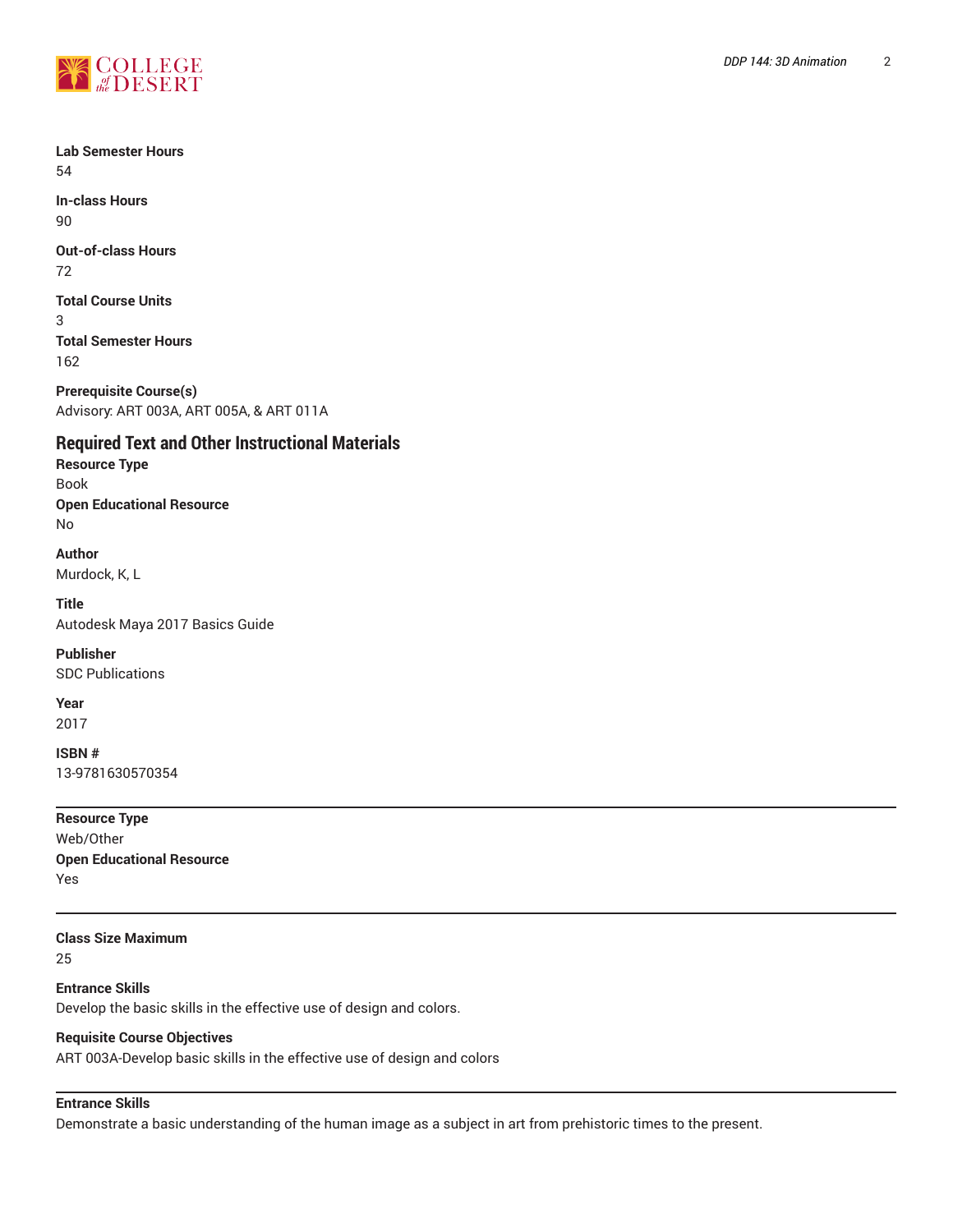**Lab Semester Hours**
54

**In-class Hours**
90

**Out-of-class Hours**
72

**Total Course Units**
3

**Total Semester Hours**
162

**Prerequisite Course(s)**
Advisory: ART 003A, ART 005A, & ART 011A

## Required Text and Other Instructional Materials

**Resource Type**
Book

**Open Educational Resource**
No

**Author**
Murdock, K, L

**Title**
Autodesk Maya 2017 Basics Guide

**Publisher**
SDC Publications

**Year**
2017

**ISBN #**
13-9781630570354

---

**Resource Type**
Web/Other

**Open Educational Resource**
Yes

---

**Class Size Maximum**
25

**Entrance Skills**
Develop the basic skills in the effective use of design and colors.

**Requisite Course Objectives**
ART 003A-Develop basic skills in the effective use of design and colors

---

**Entrance Skills**
Demonstrate a basic understanding of the human image as a subject in art from prehistoric times to the present.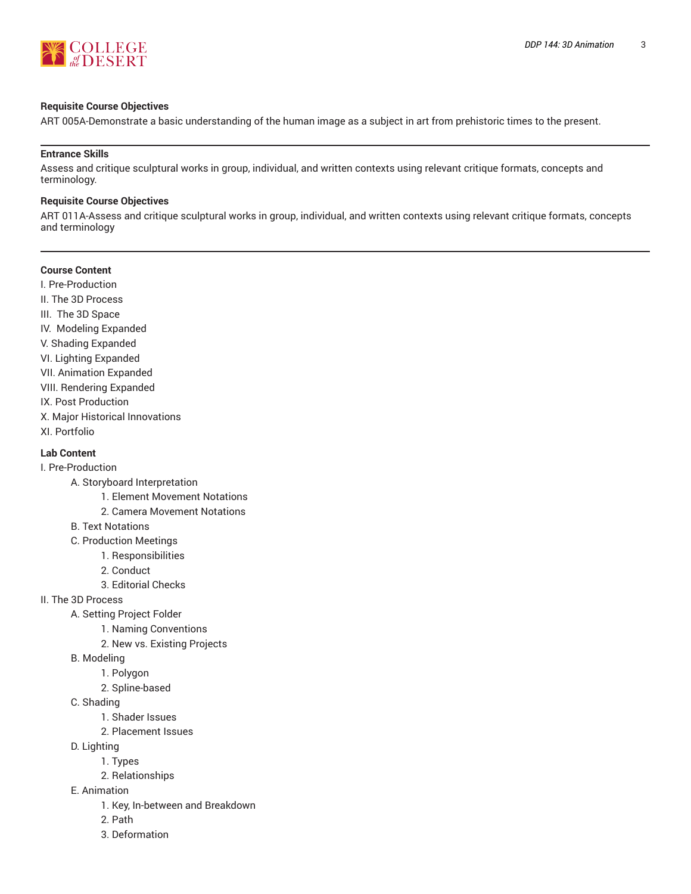**Requisite Course Objectives**

ART 005A-Demonstrate a basic understanding of the human image as a subject in art from prehistoric times to the present.

---

**Entrance Skills**

Assess and critique sculptural works in group, individual, and written contexts using relevant critique formats, concepts and terminology.

**Requisite Course Objectives**

ART 011A-Assess and critique sculptural works in group, individual, and written contexts using relevant critique formats, concepts and terminology

---

**Course Content**

I. Pre-Production
II. The 3D Process
III. The 3D Space
IV. Modeling Expanded
V. Shading Expanded
VI. Lighting Expanded
VII. Animation Expanded
VIII. Rendering Expanded
IX. Post Production
X. Major Historical Innovations
XI. Portfolio

**Lab Content**

I. Pre-Production
- A. Storyboard Interpretation
  - 1. Element Movement Notations
  - 2. Camera Movement Notations
- B. Text Notations
- C. Production Meetings
  - 1. Responsibilities
  - 2. Conduct
  - 3. Editorial Checks

II. The 3D Process
- A. Setting Project Folder
  - 1. Naming Conventions
  - 2. New vs. Existing Projects
- B. Modeling
  - 1. Polygon
  - 2. Spline-based
- C. Shading
  - 1. Shader Issues
  - 2. Placement Issues
- D. Lighting
  - 1. Types
  - 2. Relationships
- E. Animation
  - 1. Key, In-between and Breakdown
  - 2. Path
  - 3. Deformation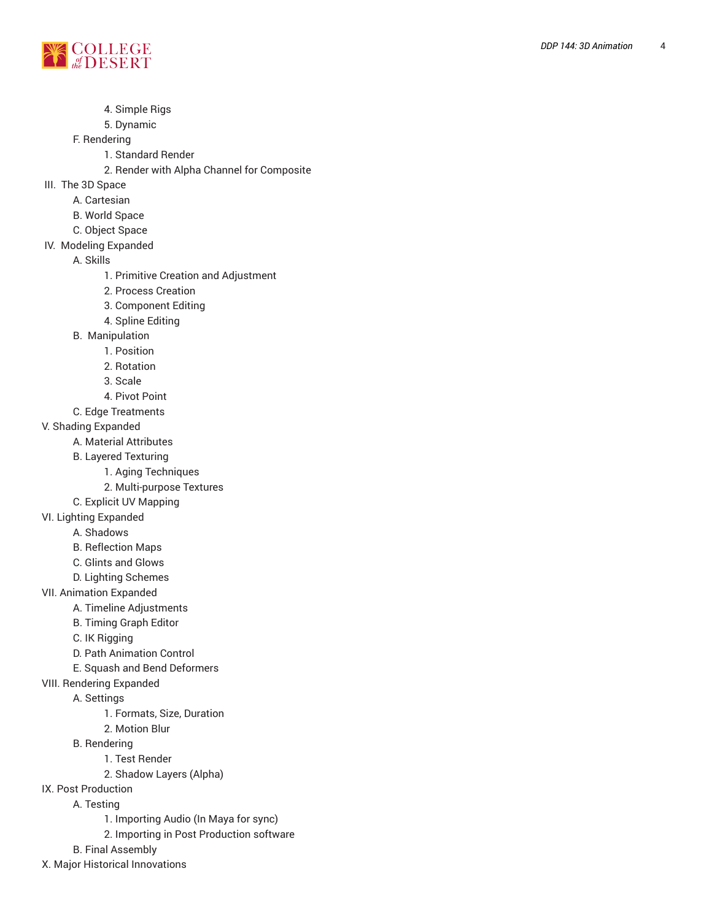4. Simple Rigs
5. Dynamic

F. Rendering

1. Standard Render
2. Render with Alpha Channel for Composite

III. The 3D Space

A. Cartesian

B. World Space

C. Object Space

IV. Modeling Expanded

A. Skills

1. Primitive Creation and Adjustment
2. Process Creation
3. Component Editing
4. Spline Editing

B. Manipulation

1. Position
2. Rotation
3. Scale
4. Pivot Point

C. Edge Treatments

V. Shading Expanded

A. Material Attributes

B. Layered Texturing

1. Aging Techniques
2. Multi-purpose Textures

C. Explicit UV Mapping

VI. Lighting Expanded

A. Shadows

B. Reflection Maps

C. Glints and Glows

D. Lighting Schemes

VII. Animation Expanded

A. Timeline Adjustments

B. Timing Graph Editor

C. IK Rigging

D. Path Animation Control

E. Squash and Bend Deformers

VIII. Rendering Expanded

A. Settings

1. Formats, Size, Duration
2. Motion Blur

B. Rendering

1. Test Render
2. Shadow Layers (Alpha)

IX. Post Production

A. Testing

1. Importing Audio (In Maya for sync)
2. Importing in Post Production software

B. Final Assembly

X. Major Historical Innovations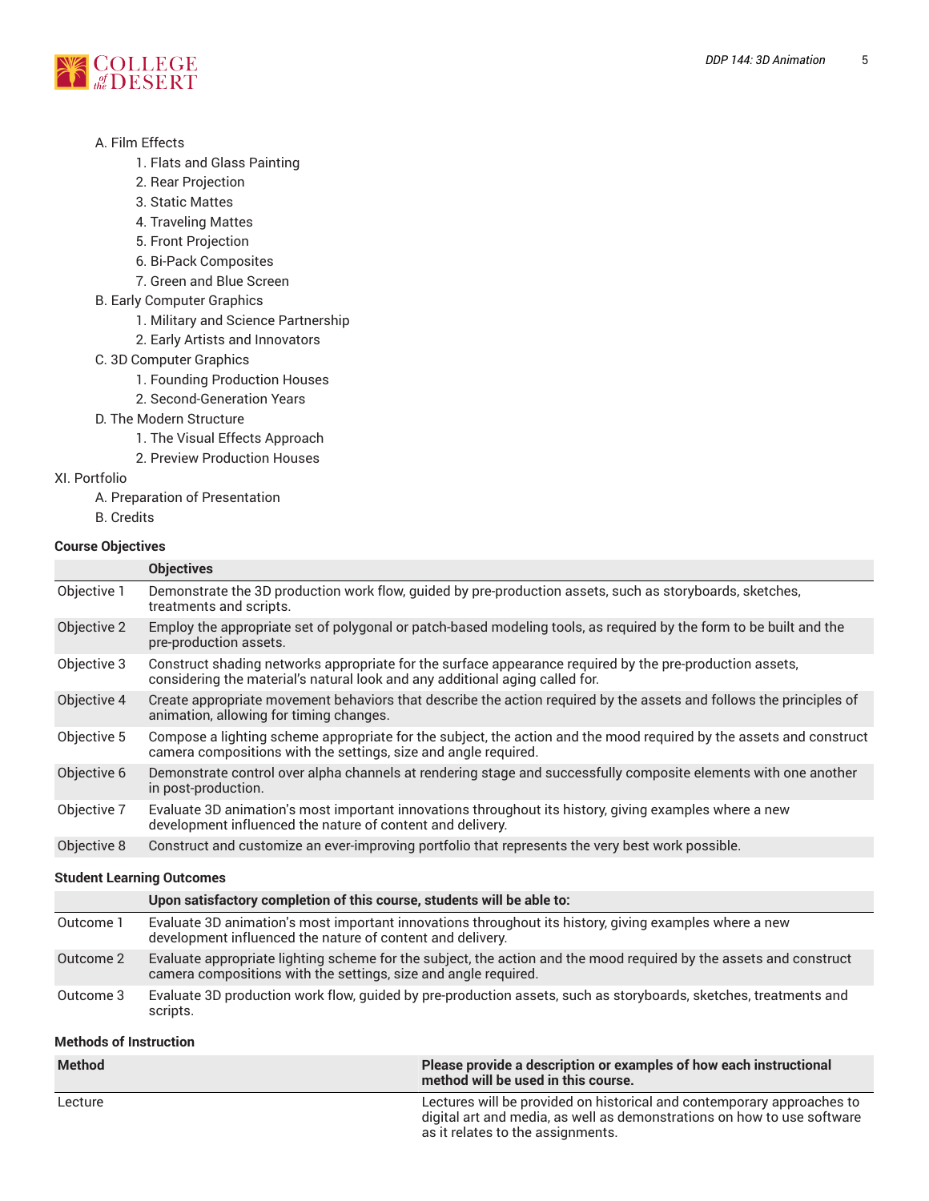A. Film Effects
   1. Flats and Glass Painting
   2. Rear Projection
   3. Static Mattes
   4. Traveling Mattes
   5. Front Projection
   6. Bi-Pack Composites
   7. Green and Blue Screen

B. Early Computer Graphics
   1. Military and Science Partnership
   2. Early Artists and Innovators

C. 3D Computer Graphics
   1. Founding Production Houses
   2. Second-Generation Years

D. The Modern Structure
   1. The Visual Effects Approach
   2. Preview Production Houses

XI. Portfolio

A. Preparation of Presentation

B. Credits

**Course Objectives**

| | Objectives |
|---|---|
| Objective 1 | Demonstrate the 3D production work flow, guided by pre-production assets, such as storyboards, sketches, treatments and scripts. |
| Objective 2 | Employ the appropriate set of polygonal or patch-based modeling tools, as required by the form to be built and the pre-production assets. |
| Objective 3 | Construct shading networks appropriate for the surface appearance required by the pre-production assets, considering the material's natural look and any additional aging called for. |
| Objective 4 | Create appropriate movement behaviors that describe the action required by the assets and follows the principles of animation, allowing for timing changes. |
| Objective 5 | Compose a lighting scheme appropriate for the subject, the action and the mood required by the assets and construct camera compositions with the settings, size and angle required. |
| Objective 6 | Demonstrate control over alpha channels at rendering stage and successfully composite elements with one another in post-production. |
| Objective 7 | Evaluate 3D animation's most important innovations throughout its history, giving examples where a new development influenced the nature of content and delivery. |
| Objective 8 | Construct and customize an ever-improving portfolio that represents the very best work possible. |

**Student Learning Outcomes**

| | Upon satisfactory completion of this course, students will be able to: |
|---|---|
| Outcome 1 | Evaluate 3D animation's most important innovations throughout its history, giving examples where a new development influenced the nature of content and delivery. |
| Outcome 2 | Evaluate appropriate lighting scheme for the subject, the action and the mood required by the assets and construct camera compositions with the settings, size and angle required. |
| Outcome 3 | Evaluate 3D production work flow, guided by pre-production assets, such as storyboards, sketches, treatments and scripts. |

**Methods of Instruction**

| Method | Please provide a description or examples of how each instructional method will be used in this course. |
|---|---|
| Lecture | Lectures will be provided on historical and contemporary approaches to digital art and media, as well as demonstrations on how to use software as it relates to the assignments. |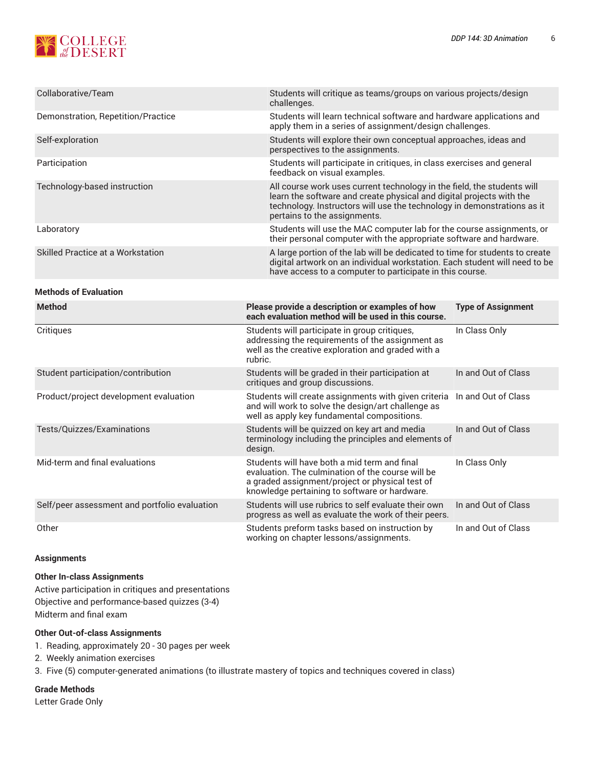| | |
|---|---|
| Collaborative/Team | Students will critique as teams/groups on various projects/design challenges. |
| Demonstration, Repetition/Practice | Students will learn technical software and hardware applications and apply them in a series of assignment/design challenges. |
| Self-exploration | Students will explore their own conceptual approaches, ideas and perspectives to the assignments. |
| Participation | Students will participate in critiques, in class exercises and general feedback on visual examples. |
| Technology-based instruction | All course work uses current technology in the field, the students will learn the software and create physical and digital projects with the technology. Instructors will use the technology in demonstrations as it pertains to the assignments. |
| Laboratory | Students will use the MAC computer lab for the course assignments, or their personal computer with the appropriate software and hardware. |
| Skilled Practice at a Workstation | A large portion of the lab will be dedicated to time for students to create digital artwork on an individual workstation. Each student will need to be have access to a computer to participate in this course. |

### Methods of Evaluation

| Method | Please provide a description or examples of how each evaluation method will be used in this course. | Type of Assignment |
|---|---|---|
| Critiques | Students will participate in group critiques, addressing the requirements of the assignment as well as the creative exploration and graded with a rubric. | In Class Only |
| Student participation/contribution | Students will be graded in their participation at critiques and group discussions. | In and Out of Class |
| Product/project development evaluation | Students will create assignments with given criteria and will work to solve the design/art challenge as well as apply key fundamental compositions. | In and Out of Class |
| Tests/Quizzes/Examinations | Students will be quizzed on key art and media terminology including the principles and elements of design. | In and Out of Class |
| Mid-term and final evaluations | Students will have both a mid term and final evaluation. The culmination of the course will be a graded assignment/project or physical test of knowledge pertaining to software or hardware. | In Class Only |
| Self/peer assessment and portfolio evaluation | Students will use rubrics to self evaluate their own progress as well as evaluate the work of their peers. | In and Out of Class |
| Other | Students preform tasks based on instruction by working on chapter lessons/assignments. | In and Out of Class |

### Assignments

**Other In-class Assignments**

Active participation in critiques and presentations
Objective and performance-based quizzes (3-4)
Midterm and final exam

**Other Out-of-class Assignments**

1. Reading, approximately 20 - 30 pages per week
2. Weekly animation exercises
3. Five (5) computer-generated animations (to illustrate mastery of topics and techniques covered in class)

**Grade Methods**

Letter Grade Only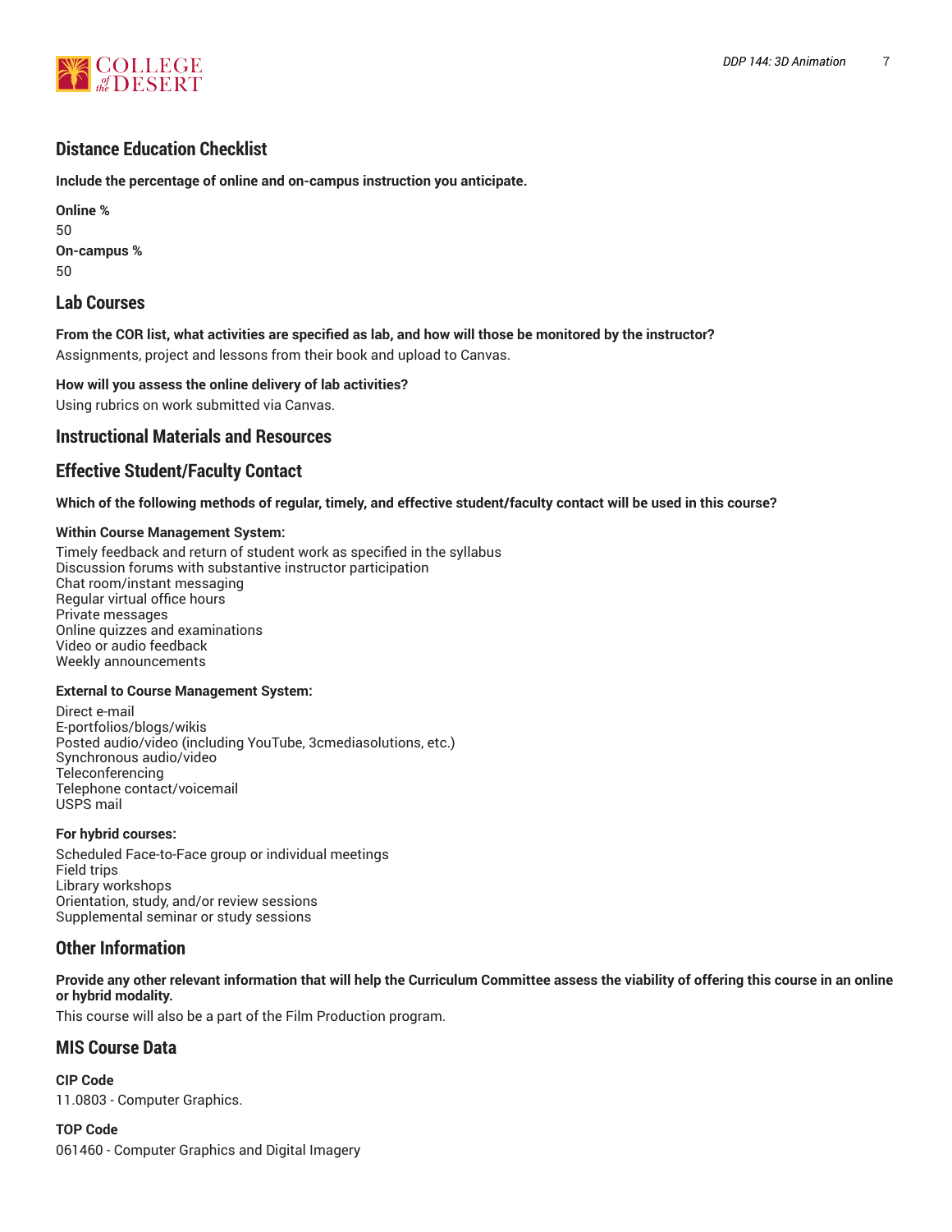## Distance Education Checklist

**Include the percentage of online and on-campus instruction you anticipate.**

**Online %**
50

**On-campus %**
50

## Lab Courses

**From the COR list, what activities are specified as lab, and how will those be monitored by the instructor?**
Assignments, project and lessons from their book and upload to Canvas.

**How will you assess the online delivery of lab activities?**
Using rubrics on work submitted via Canvas.

## Instructional Materials and Resources

## Effective Student/Faculty Contact

**Which of the following methods of regular, timely, and effective student/faculty contact will be used in this course?**

**Within Course Management System:**

Timely feedback and return of student work as specified in the syllabus
Discussion forums with substantive instructor participation
Chat room/instant messaging
Regular virtual office hours
Private messages
Online quizzes and examinations
Video or audio feedback
Weekly announcements

**External to Course Management System:**

Direct e-mail
E-portfolios/blogs/wikis
Posted audio/video (including YouTube, 3cmediasolutions, etc.)
Synchronous audio/video
Teleconferencing
Telephone contact/voicemail
USPS mail

**For hybrid courses:**

Scheduled Face-to-Face group or individual meetings
Field trips
Library workshops
Orientation, study, and/or review sessions
Supplemental seminar or study sessions

## Other Information

**Provide any other relevant information that will help the Curriculum Committee assess the viability of offering this course in an online or hybrid modality.**
This course will also be a part of the Film Production program.

## MIS Course Data

**CIP Code**
11.0803 - Computer Graphics.

**TOP Code**
061460 - Computer Graphics and Digital Imagery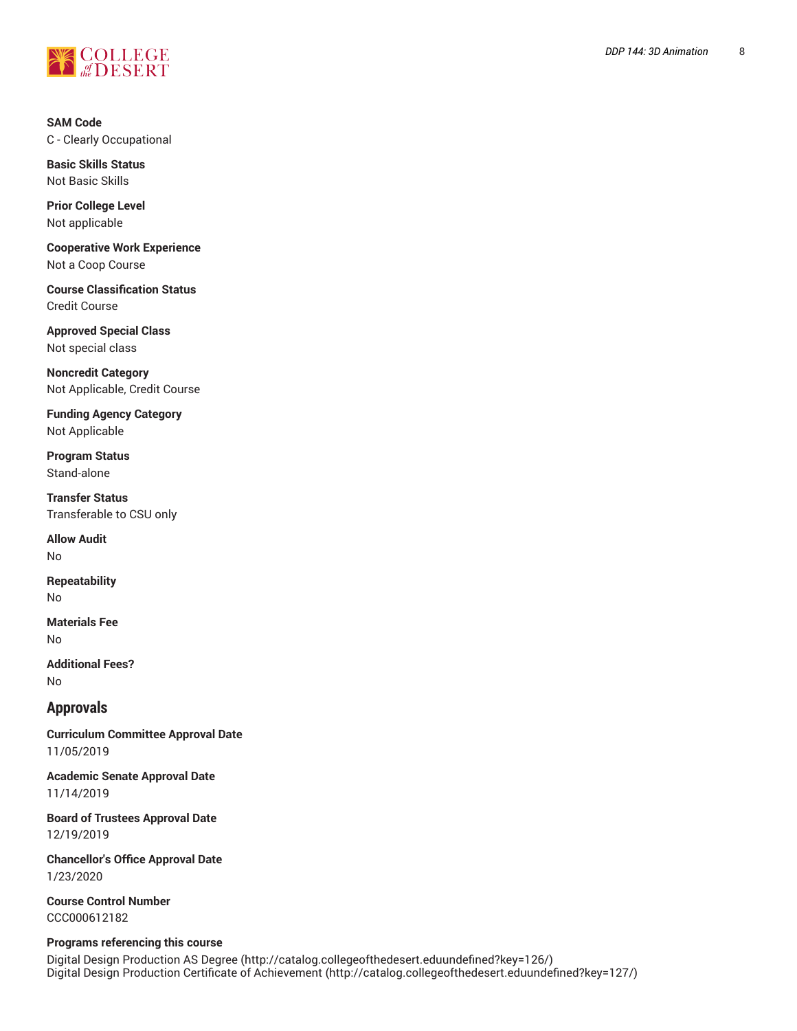**SAM Code**
C - Clearly Occupational

**Basic Skills Status**
Not Basic Skills

**Prior College Level**
Not applicable

**Cooperative Work Experience**
Not a Coop Course

**Course Classification Status**
Credit Course

**Approved Special Class**
Not special class

**Noncredit Category**
Not Applicable, Credit Course

**Funding Agency Category**
Not Applicable

**Program Status**
Stand-alone

**Transfer Status**
Transferable to CSU only

**Allow Audit**
No

**Repeatability**
No

**Materials Fee**
No

**Additional Fees?**
No

## Approvals

**Curriculum Committee Approval Date**
11/05/2019

**Academic Senate Approval Date**
11/14/2019

**Board of Trustees Approval Date**
12/19/2019

**Chancellor's Office Approval Date**
1/23/2020

**Course Control Number**
CCC000612182

**Programs referencing this course**
Digital Design Production AS Degree (http://catalog.collegeofthedesert.eduundefined?key=126/)
Digital Design Production Certificate of Achievement (http://catalog.collegeofthedesert.eduundefined?key=127/)